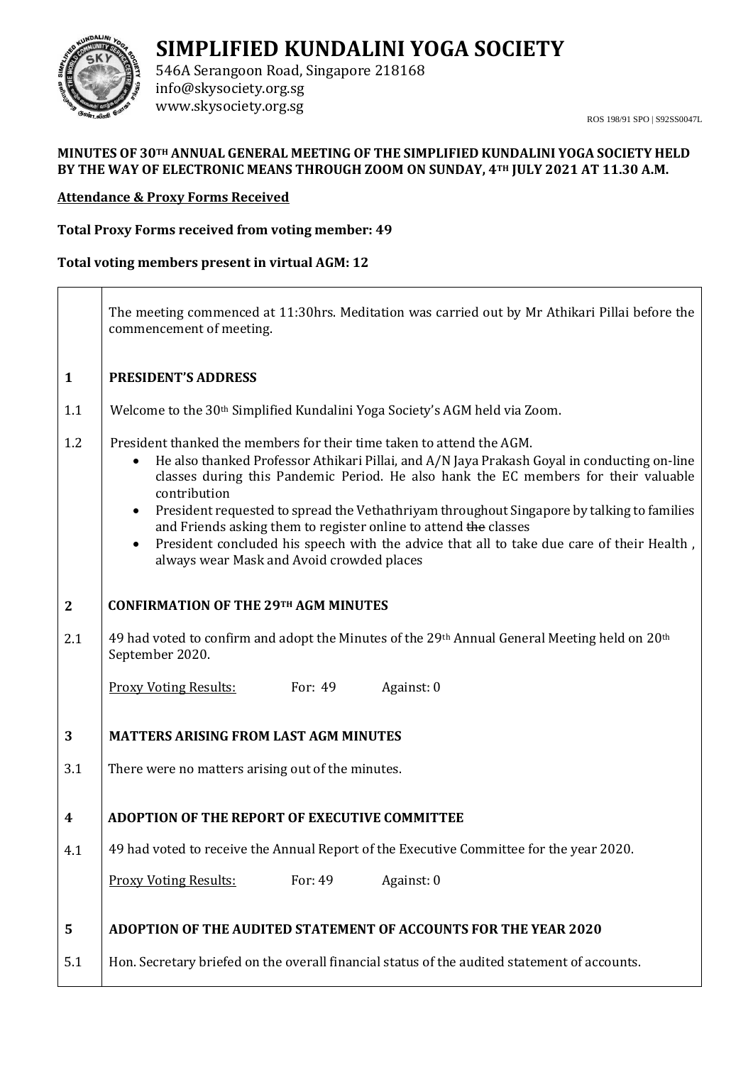# SIMPLIFIED KUNDALINI YOGA SOCIETY

546A Serangoon Road, Singapore 218168
info@skysociety.org.sg
www.skysociety.org.sg

ROS 198/91 SPO | S92SS0047L

**MINUTES OF 30TH ANNUAL GENERAL MEETING OF THE SIMPLIFIED KUNDALINI YOGA SOCIETY HELD BY THE WAY OF ELECTRONIC MEANS THROUGH ZOOM ON SUNDAY, 4TH JULY 2021 AT 11.30 A.M.**

**Attendance & Proxy Forms Received**

**Total Proxy Forms received from voting member: 49**

**Total voting members present in virtual AGM: 12**

The meeting commenced at 11:30hrs. Meditation was carried out by Mr Athikari Pillai before the commencement of meeting.

**1 PRESIDENT'S ADDRESS**

1.1 Welcome to the 30th Simplified Kundalini Yoga Society's AGM held via Zoom.

1.2 President thanked the members for their time taken to attend the AGM.

- He also thanked Professor Athikari Pillai, and A/N Jaya Prakash Goyal in conducting on-line classes during this Pandemic Period. He also hank the EC members for their valuable contribution
- President requested to spread the Vethathriyam throughout Singapore by talking to families and Friends asking them to register online to attend ~~the~~ classes
- President concluded his speech with the advice that all to take due care of their Health , always wear Mask and Avoid crowded places

**2 CONFIRMATION OF THE 29TH AGM MINUTES**

2.1 49 had voted to confirm and adopt the Minutes of the 29th Annual General Meeting held on 20th September 2020.

Proxy Voting Results: For: 49 Against: 0

**3 MATTERS ARISING FROM LAST AGM MINUTES**

3.1 There were no matters arising out of the minutes.

**4 ADOPTION OF THE REPORT OF EXECUTIVE COMMITTEE**

4.1 49 had voted to receive the Annual Report of the Executive Committee for the year 2020.

Proxy Voting Results: For: 49 Against: 0

**5 ADOPTION OF THE AUDITED STATEMENT OF ACCOUNTS FOR THE YEAR 2020**

5.1 Hon. Secretary briefed on the overall financial status of the audited statement of accounts.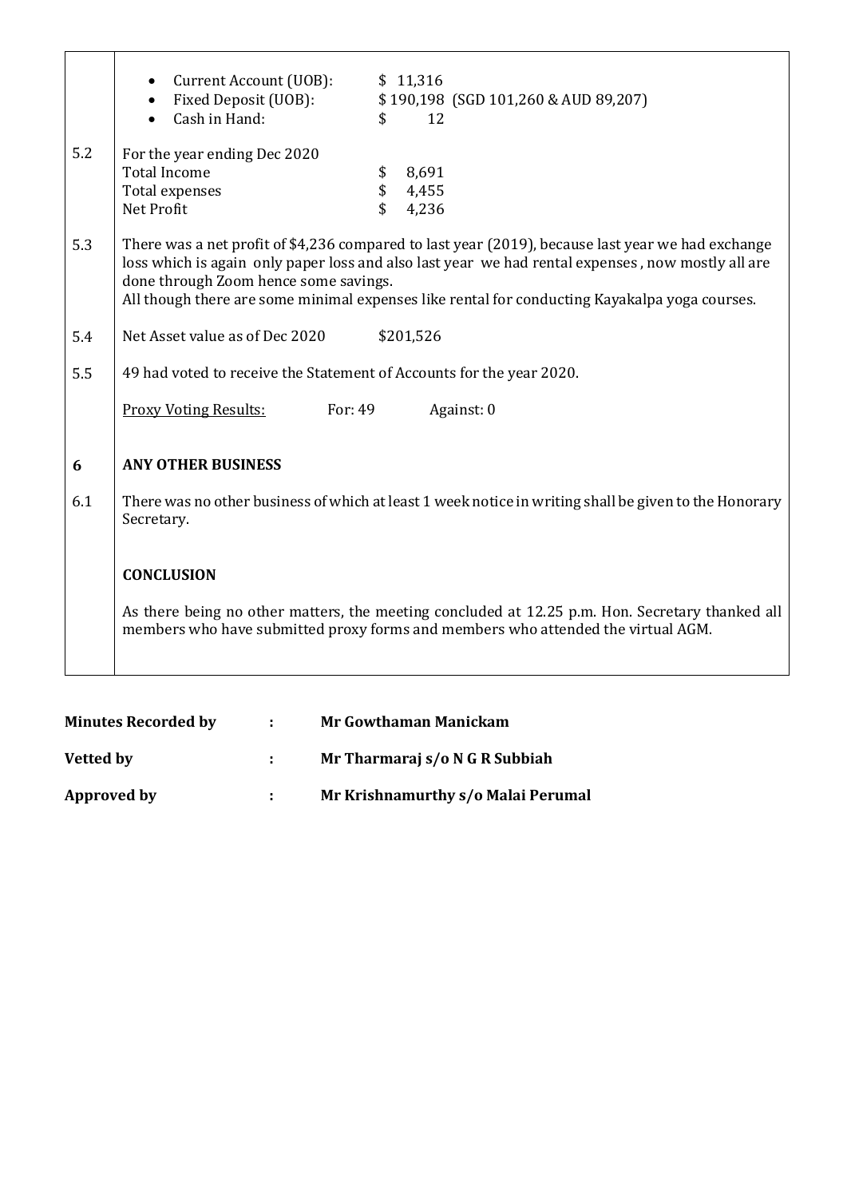| | |
|---|---|
| | • Current Account (UOB): \$ 11,316<br>• Fixed Deposit (UOB): \$ 190,198 (SGD 101,260 & AUD 89,207)<br>• Cash in Hand: \$ 12 |
| 5.2 | For the year ending Dec 2020<br>Total Income \$ 8,691<br>Total expenses \$ 4,455<br>Net Profit \$ 4,236 |
| 5.3 | There was a net profit of \$4,236 compared to last year (2019), because last year we had exchange loss which is again only paper loss and also last year we had rental expenses , now mostly all are done through Zoom hence some savings.<br>All though there are some minimal expenses like rental for conducting Kayakalpa yoga courses. |
| 5.4 | Net Asset value as of Dec 2020 \$201,526 |
| 5.5 | 49 had voted to receive the Statement of Accounts for the year 2020.<br><br>Proxy Voting Results: For: 49 Against: 0 |
| **6** | **ANY OTHER BUSINESS** |
| 6.1 | There was no other business of which at least 1 week notice in writing shall be given to the Honorary Secretary. |
| | **CONCLUSION**<br><br>As there being no other matters, the meeting concluded at 12.25 p.m. Hon. Secretary thanked all members who have submitted proxy forms and members who attended the virtual AGM. |

**Minutes Recorded by** : **Mr Gowthaman Manickam**

**Vetted by** : **Mr Tharmaraj s/o N G R Subbiah**

**Approved by** : **Mr Krishnamurthy s/o Malai Perumal**